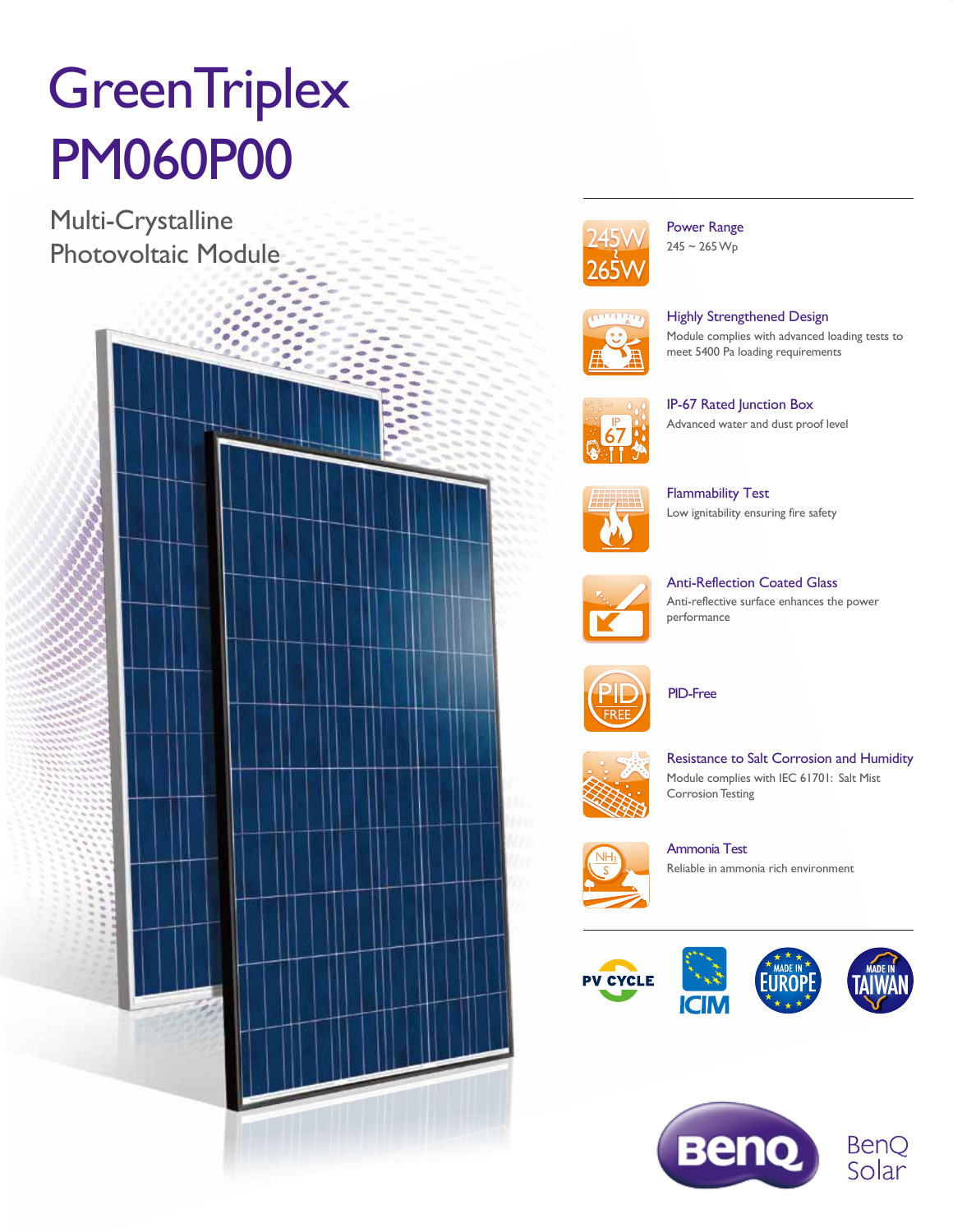# GreenTriplex PM060P00

## Multi-Crystalline Photovoltaic Module

### Power Range
245 ~ 265 Wp

### Highly Strengthened Design
Module complies with advanced loading tests to meet 5400 Pa loading requirements

### IP-67 Rated Junction Box
Advanced water and dust proof level

### Flammability Test
Low ignitability ensuring fire safety

### Anti-Reflection Coated Glass
Anti-reflective surface enhances the power performance

### PID-Free

### Resistance to Salt Corrosion and Humidity
Module complies with IEC 61701: Salt Mist Corrosion Testing

### Ammonia Test
Reliable in ammonia rich environment

PV CYCLE · ICIM · MADE IN EUROPE · MADE IN TAIWAN

BenQ Solar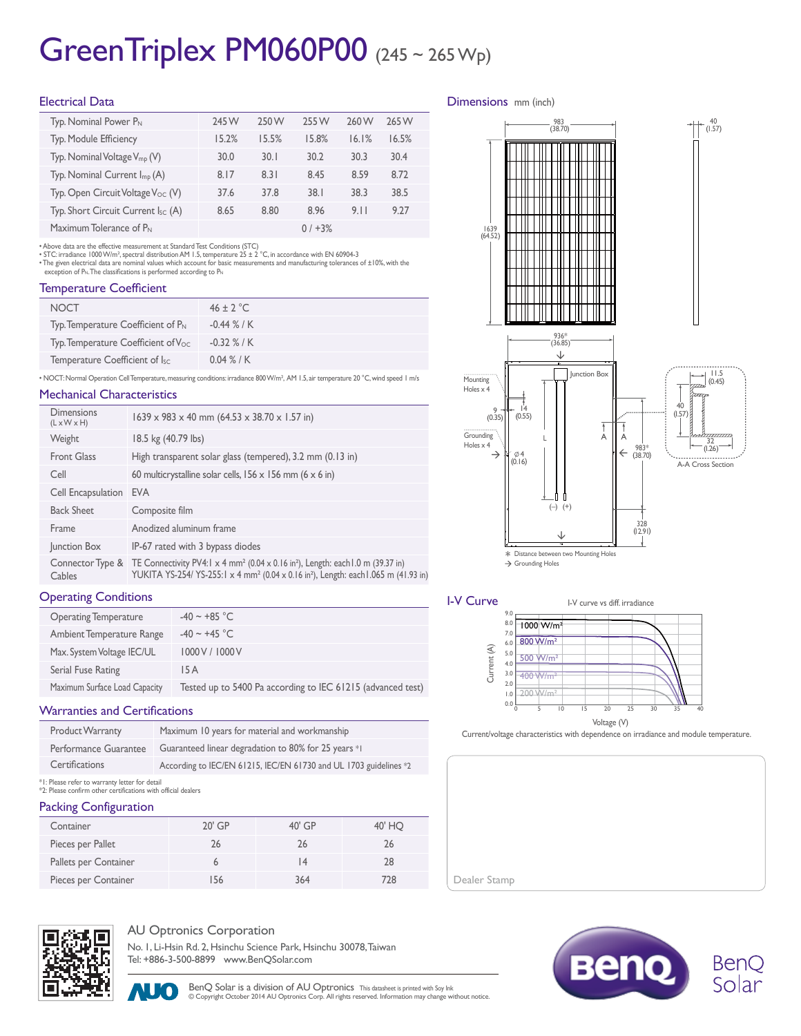# GreenTriplex PM060P00 (245 ~ 265 Wp)

## Electrical Data

| | | | | | |
|---|---|---|---|---|---|
| Typ. Nominal Power $P_N$ | 245 W | 250 W | 255 W | 260 W | 265 W |
| Typ. Module Efficiency | 15.2% | 15.5% | 15.8% | 16.1% | 16.5% |
| Typ. Nominal Voltage $V_{mp}$ (V) | 30.0 | 30.1 | 30.2 | 30.3 | 30.4 |
| Typ. Nominal Current $I_{mp}$ (A) | 8.17 | 8.31 | 8.45 | 8.59 | 8.72 |
| Typ. Open Circuit Voltage $V_{OC}$ (V) | 37.6 | 37.8 | 38.1 | 38.3 | 38.5 |
| Typ. Short Circuit Current $I_{SC}$ (A) | 8.65 | 8.80 | 8.96 | 9.11 | 9.27 |
| Maximum Tolerance of $P_N$ | 0 / +3% | | | | |

- Above data are the effective measurement at Standard Test Conditions (STC)
- STC: irradiance 1000 W/m², spectral distribution AM 1.5, temperature 25 ± 2 °C, in accordance with EN 60904-3
- The given electrical data are nominal values which account for basic measurements and manufacturing tolerances of ±10%, with the exception of $P_N$. The classifications is performed according to $P_N$

## Temperature Coefficient

| | |
|---|---|
| NOCT | 46 ± 2 °C |
| Typ. Temperature Coefficient of $P_N$ | -0.44 % / K |
| Typ. Temperature Coefficient of $V_{OC}$ | -0.32 % / K |
| Temperature Coefficient of $I_{SC}$ | 0.04 % / K |

- NOCT: Normal Operation Cell Temperature, measuring conditions: irradiance 800 W/m², AM 1.5, air temperature 20 °C, wind speed 1 m/s

## Mechanical Characteristics

| | |
|---|---|
| Dimensions (L x W x H) | 1639 x 983 x 40 mm (64.53 x 38.70 x 1.57 in) |
| Weight | 18.5 kg (40.79 lbs) |
| Front Glass | High transparent solar glass (tempered), 3.2 mm (0.13 in) |
| Cell | 60 multicrystalline solar cells, 156 x 156 mm (6 x 6 in) |
| Cell Encapsulation | EVA |
| Back Sheet | Composite film |
| Frame | Anodized aluminum frame |
| Junction Box | IP-67 rated with 3 bypass diodes |
| Connector Type & Cables | TE Connectivity PV4:1 x 4 mm² (0.04 x 0.16 in²), Length: each 1.0 m (39.37 in)<br>YUKITA YS-254/ YS-255:1 x 4 mm² (0.04 x 0.16 in²), Length: each 1.065 m (41.93 in) |

## Operating Conditions

| | |
|---|---|
| Operating Temperature | -40 ~ +85 °C |
| Ambient Temperature Range | -40 ~ +45 °C |
| Max. System Voltage IEC/UL | 1000 V / 1000 V |
| Serial Fuse Rating | 15 A |
| Maximum Surface Load Capacity | Tested up to 5400 Pa according to IEC 61215 (advanced test) |

## Warranties and Certifications

| | |
|---|---|
| Product Warranty | Maximum 10 years for material and workmanship |
| Performance Guarantee | Guaranteed linear degradation to 80% for 25 years *1 |
| Certifications | According to IEC/EN 61215, IEC/EN 61730 and UL 1703 guidelines *2 |

*1: Please refer to warranty letter for detail
*2: Please confirm other certifications with official dealers

## Packing Configuration

| Container | 20' GP | 40' GP | 40' HQ |
|---|---|---|---|
| Pieces per Pallet | 26 | 26 | 26 |
| Pallets per Container | 6 | 14 | 28 |
| Pieces per Container | 156 | 364 | 728 |

## Dimensions mm (inch)

983 (38.70)
40 (1.57)
1639 (64.52)
936* (36.85)
Mounting Holes x 4
Junction Box
9 (0.35)
14 (0.55)
Grounding Holes x 4
Ø 4 (0.16)
L
A
A
983* (38.70)
(-) (+)
328 (12.91)
11.5 (0.45)
40 (1.57)
32 (1.26)
A-A Cross Section

\* Distance between two Mounting Holes
→ Grounding Holes

## I-V Curve

I-V curve vs diff. irradiance

Current (A)
Voltage (V)
1000 W/m²
800 W/m²
500 W/m²
400 W/m²
200 W/m²

Current/voltage characteristics with dependence on irradiance and module temperature.

Dealer Stamp

**AU Optronics Corporation**
No. 1, Li-Hsin Rd. 2, Hsinchu Science Park, Hsinchu 30078, Taiwan
Tel: +886-3-500-8899 www.BenQSolar.com

BenQ Solar is a division of AU Optronics This datasheet is printed with Soy Ink
© Copyright October 2014 AU Optronics Corp. All rights reserved. Information may change without notice.

BenQ Solar